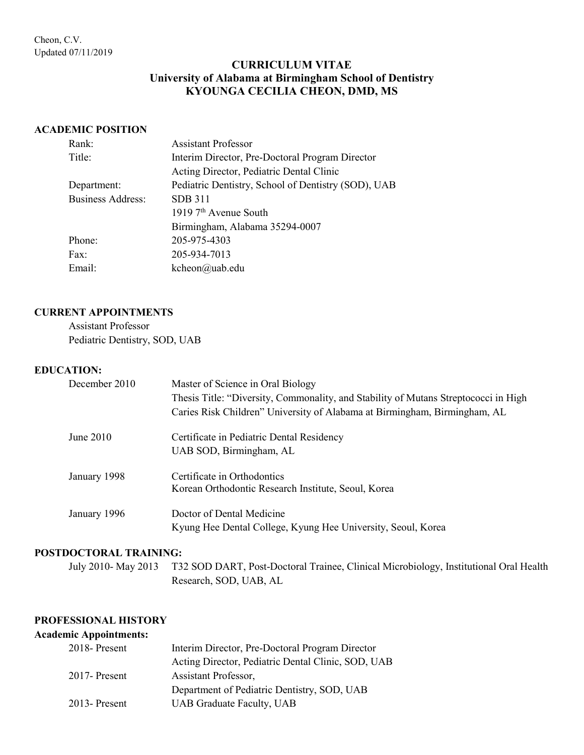# CURRICULUM VITAE
## University of Alabama at Birmingham School of Dentistry
## KYOUNGA CECILIA CHEON, DMD, MS

### ACADEMIC POSITION

| | |
|---|---|
| Rank: | Assistant Professor |
| Title: | Interim Director, Pre-Doctoral Program Director |
| | Acting Director, Pediatric Dental Clinic |
| Department: | Pediatric Dentistry, School of Dentistry (SOD), UAB |
| Business Address: | SDB 311 |
| | 1919 7th Avenue South |
| | Birmingham, Alabama 35294-0007 |
| Phone: | 205-975-4303 |
| Fax: | 205-934-7013 |
| Email: | kcheon@uab.edu |

### CURRENT APPOINTMENTS

Assistant Professor
Pediatric Dentistry, SOD, UAB

### EDUCATION:

| | |
|---|---|
| December 2010 | Master of Science in Oral Biology<br>Thesis Title: "Diversity, Commonality, and Stability of Mutans Streptococci in High Caries Risk Children" University of Alabama at Birmingham, Birmingham, AL |
| June 2010 | Certificate in Pediatric Dental Residency<br>UAB SOD, Birmingham, AL |
| January 1998 | Certificate in Orthodontics<br>Korean Orthodontic Research Institute, Seoul, Korea |
| January 1996 | Doctor of Dental Medicine<br>Kyung Hee Dental College, Kyung Hee University, Seoul, Korea |

### POSTDOCTORAL TRAINING:

| | |
|---|---|
| July 2010- May 2013 | T32 SOD DART, Post-Doctoral Trainee, Clinical Microbiology, Institutional Oral Health Research, SOD, UAB, AL |

### PROFESSIONAL HISTORY

**Academic Appointments:**

| | |
|---|---|
| 2018- Present | Interim Director, Pre-Doctoral Program Director<br>Acting Director, Pediatric Dental Clinic, SOD, UAB |
| 2017- Present | Assistant Professor,<br>Department of Pediatric Dentistry, SOD, UAB |
| 2013- Present | UAB Graduate Faculty, UAB |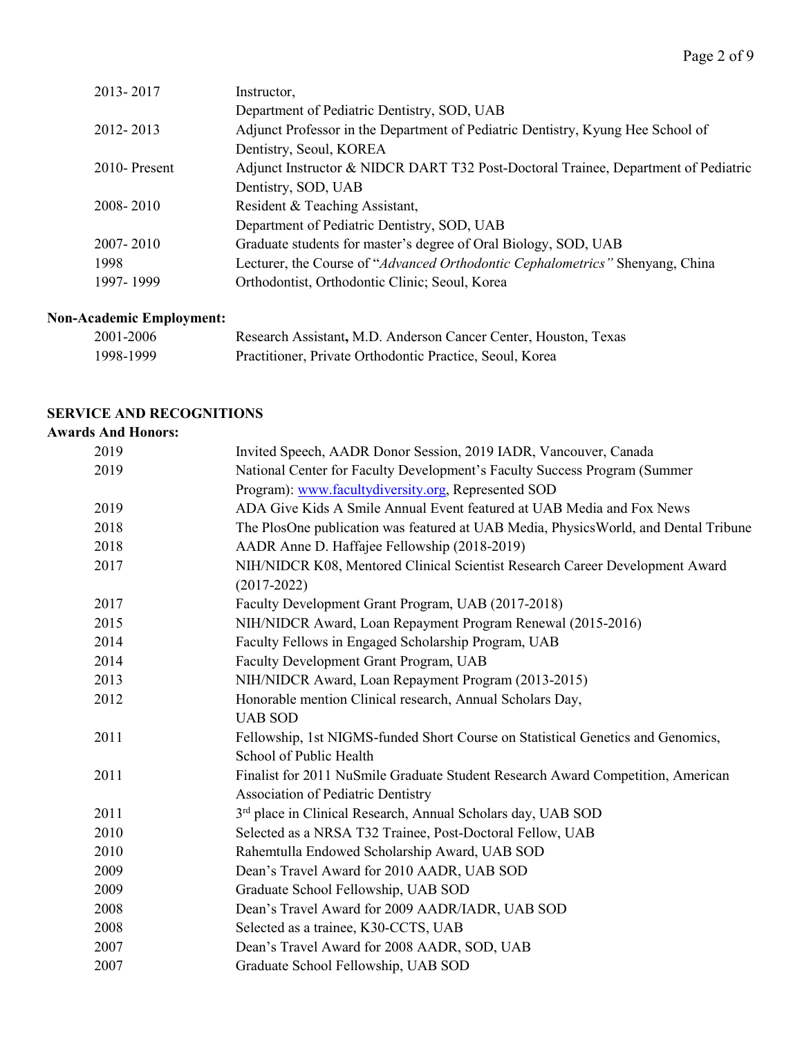| | |
|---|---|
| 2013- 2017 | Instructor, Department of Pediatric Dentistry, SOD, UAB |
| 2012- 2013 | Adjunct Professor in the Department of Pediatric Dentistry, Kyung Hee School of Dentistry, Seoul, KOREA |
| 2010- Present | Adjunct Instructor & NIDCR DART T32 Post-Doctoral Trainee, Department of Pediatric Dentistry, SOD, UAB |
| 2008- 2010 | Resident & Teaching Assistant, Department of Pediatric Dentistry, SOD, UAB |
| 2007- 2010 | Graduate students for master's degree of Oral Biology, SOD, UAB |
| 1998 | Lecturer, the Course of "*Advanced Orthodontic Cephalometrics"* Shenyang, China |
| 1997- 1999 | Orthodontist, Orthodontic Clinic; Seoul, Korea |

**Non-Academic Employment:**

| | |
|---|---|
| 2001-2006 | Research Assistant**,** M.D. Anderson Cancer Center, Houston, Texas |
| 1998-1999 | Practitioner, Private Orthodontic Practice, Seoul, Korea |

## SERVICE AND RECOGNITIONS

**Awards And Honors:**

| | |
|---|---|
| 2019 | Invited Speech, AADR Donor Session, 2019 IADR, Vancouver, Canada |
| 2019 | National Center for Faculty Development's Faculty Success Program (Summer Program): www.facultydiversity.org, Represented SOD |
| 2019 | ADA Give Kids A Smile Annual Event featured at UAB Media and Fox News |
| 2018 | The PlosOne publication was featured at UAB Media, PhysicsWorld, and Dental Tribune |
| 2018 | AADR Anne D. Haffajee Fellowship (2018-2019) |
| 2017 | NIH/NIDCR K08, Mentored Clinical Scientist Research Career Development Award (2017-2022) |
| 2017 | Faculty Development Grant Program, UAB (2017-2018) |
| 2015 | NIH/NIDCR Award, Loan Repayment Program Renewal (2015-2016) |
| 2014 | Faculty Fellows in Engaged Scholarship Program, UAB |
| 2014 | Faculty Development Grant Program, UAB |
| 2013 | NIH/NIDCR Award, Loan Repayment Program (2013-2015) |
| 2012 | Honorable mention Clinical research, Annual Scholars Day, UAB SOD |
| 2011 | Fellowship, 1st NIGMS-funded Short Course on Statistical Genetics and Genomics, School of Public Health |
| 2011 | Finalist for 2011 NuSmile Graduate Student Research Award Competition, American Association of Pediatric Dentistry |
| 2011 | 3rd place in Clinical Research, Annual Scholars day, UAB SOD |
| 2010 | Selected as a NRSA T32 Trainee, Post-Doctoral Fellow, UAB |
| 2010 | Rahemtulla Endowed Scholarship Award, UAB SOD |
| 2009 | Dean's Travel Award for 2010 AADR, UAB SOD |
| 2009 | Graduate School Fellowship, UAB SOD |
| 2008 | Dean's Travel Award for 2009 AADR/IADR, UAB SOD |
| 2008 | Selected as a trainee, K30-CCTS, UAB |
| 2007 | Dean's Travel Award for 2008 AADR, SOD, UAB |
| 2007 | Graduate School Fellowship, UAB SOD |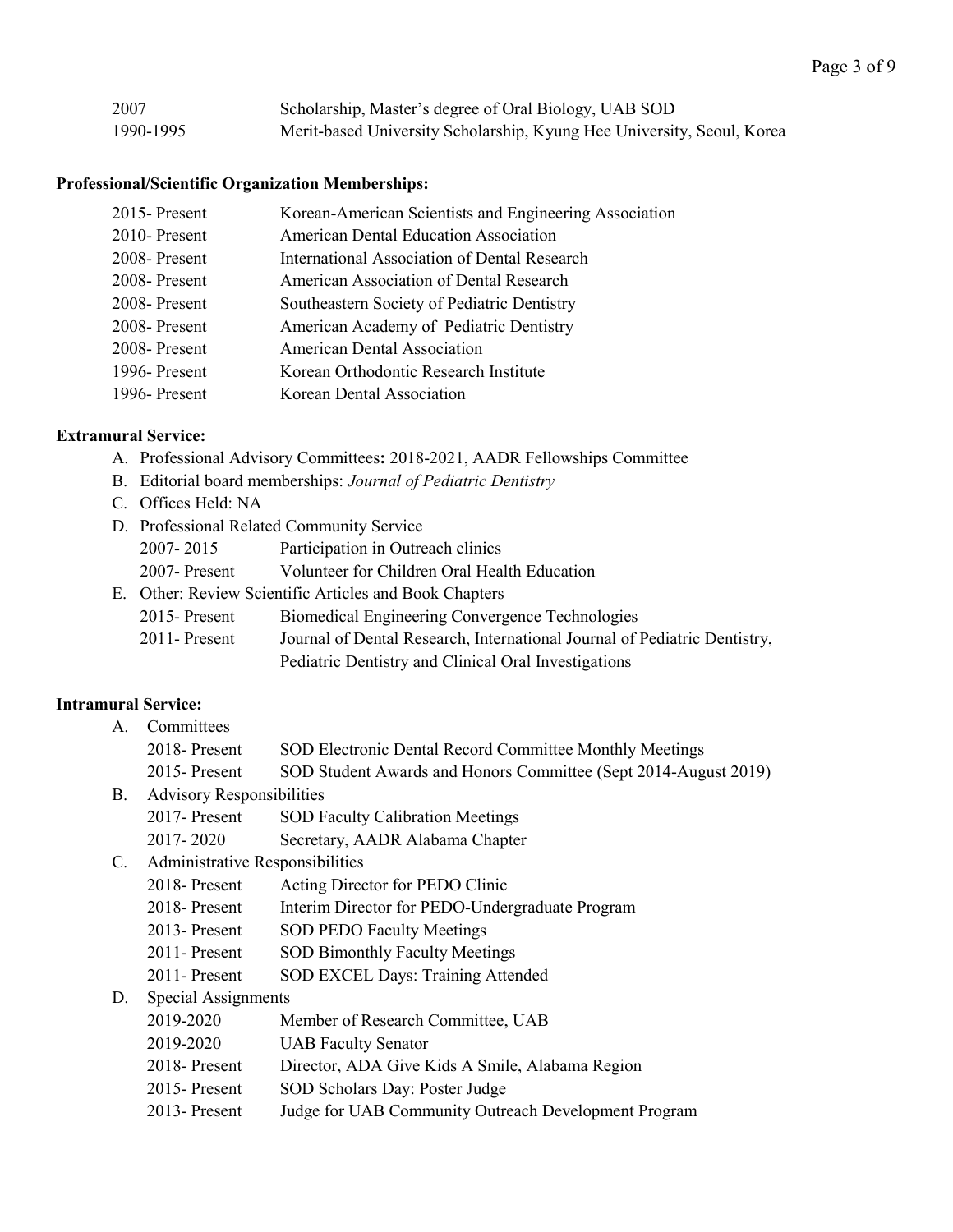| | |
|---|---|
| 2007 | Scholarship, Master's degree of Oral Biology, UAB SOD |
| 1990-1995 | Merit-based University Scholarship, Kyung Hee University, Seoul, Korea |

**Professional/Scientific Organization Memberships:**

| | |
|---|---|
| 2015- Present | Korean-American Scientists and Engineering Association |
| 2010- Present | American Dental Education Association |
| 2008- Present | International Association of Dental Research |
| 2008- Present | American Association of Dental Research |
| 2008- Present | Southeastern Society of Pediatric Dentistry |
| 2008- Present | American Academy of Pediatric Dentistry |
| 2008- Present | American Dental Association |
| 1996- Present | Korean Orthodontic Research Institute |
| 1996- Present | Korean Dental Association |

**Extramural Service:**

A. Professional Advisory Committees**:** 2018-2021, AADR Fellowships Committee
B. Editorial board memberships: *Journal of Pediatric Dentistry*
C. Offices Held: NA
D. Professional Related Community Service
   - 2007- 2015 Participation in Outreach clinics
   - 2007- Present Volunteer for Children Oral Health Education
E. Other: Review Scientific Articles and Book Chapters
   - 2015- Present Biomedical Engineering Convergence Technologies
   - 2011- Present Journal of Dental Research, International Journal of Pediatric Dentistry, Pediatric Dentistry and Clinical Oral Investigations

**Intramural Service:**

A. Committees
   - 2018- Present SOD Electronic Dental Record Committee Monthly Meetings
   - 2015- Present SOD Student Awards and Honors Committee (Sept 2014-August 2019)
B. Advisory Responsibilities
   - 2017- Present SOD Faculty Calibration Meetings
   - 2017- 2020 Secretary, AADR Alabama Chapter
C. Administrative Responsibilities
   - 2018- Present Acting Director for PEDO Clinic
   - 2018- Present Interim Director for PEDO-Undergraduate Program
   - 2013- Present SOD PEDO Faculty Meetings
   - 2011- Present SOD Bimonthly Faculty Meetings
   - 2011- Present SOD EXCEL Days: Training Attended
D. Special Assignments
   - 2019-2020 Member of Research Committee, UAB
   - 2019-2020 UAB Faculty Senator
   - 2018- Present Director, ADA Give Kids A Smile, Alabama Region
   - 2015- Present SOD Scholars Day: Poster Judge
   - 2013- Present Judge for UAB Community Outreach Development Program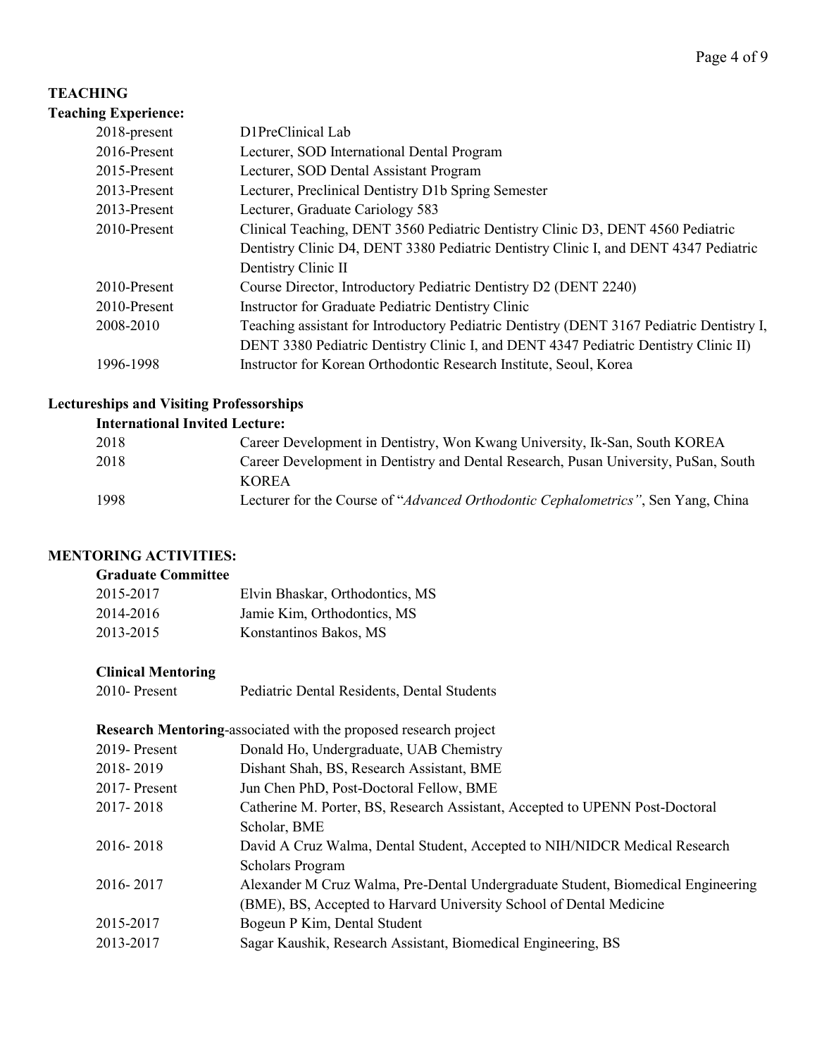## TEACHING

### Teaching Experience:

| | |
|---|---|
| 2018-present | D1PreClinical Lab |
| 2016-Present | Lecturer, SOD International Dental Program |
| 2015-Present | Lecturer, SOD Dental Assistant Program |
| 2013-Present | Lecturer, Preclinical Dentistry D1b Spring Semester |
| 2013-Present | Lecturer, Graduate Cariology 583 |
| 2010-Present | Clinical Teaching, DENT 3560 Pediatric Dentistry Clinic D3, DENT 4560 Pediatric Dentistry Clinic D4, DENT 3380 Pediatric Dentistry Clinic I, and DENT 4347 Pediatric Dentistry Clinic II |
| 2010-Present | Course Director, Introductory Pediatric Dentistry D2 (DENT 2240) |
| 2010-Present | Instructor for Graduate Pediatric Dentistry Clinic |
| 2008-2010 | Teaching assistant for Introductory Pediatric Dentistry (DENT 3167 Pediatric Dentistry I, DENT 3380 Pediatric Dentistry Clinic I, and DENT 4347 Pediatric Dentistry Clinic II) |
| 1996-1998 | Instructor for Korean Orthodontic Research Institute, Seoul, Korea |

### Lectureships and Visiting Professorships

**International Invited Lecture:**

| | |
|---|---|
| 2018 | Career Development in Dentistry, Won Kwang University, Ik-San, South KOREA |
| 2018 | Career Development in Dentistry and Dental Research, Pusan University, PuSan, South KOREA |
| 1998 | Lecturer for the Course of "*Advanced Orthodontic Cephalometrics"*, Sen Yang, China |

## MENTORING ACTIVITIES:

**Graduate Committee**

| | |
|---|---|
| 2015-2017 | Elvin Bhaskar, Orthodontics, MS |
| 2014-2016 | Jamie Kim, Orthodontics, MS |
| 2013-2015 | Konstantinos Bakos, MS |

**Clinical Mentoring**

| | |
|---|---|
| 2010- Present | Pediatric Dental Residents, Dental Students |

**Research Mentoring**-associated with the proposed research project

| | |
|---|---|
| 2019- Present | Donald Ho, Undergraduate, UAB Chemistry |
| 2018- 2019 | Dishant Shah, BS, Research Assistant, BME |
| 2017- Present | Jun Chen PhD, Post-Doctoral Fellow, BME |
| 2017- 2018 | Catherine M. Porter, BS, Research Assistant, Accepted to UPENN Post-Doctoral Scholar, BME |
| 2016- 2018 | David A Cruz Walma, Dental Student, Accepted to NIH/NIDCR Medical Research Scholars Program |
| 2016- 2017 | Alexander M Cruz Walma, Pre-Dental Undergraduate Student, Biomedical Engineering (BME), BS, Accepted to Harvard University School of Dental Medicine |
| 2015-2017 | Bogeun P Kim, Dental Student |
| 2013-2017 | Sagar Kaushik, Research Assistant, Biomedical Engineering, BS |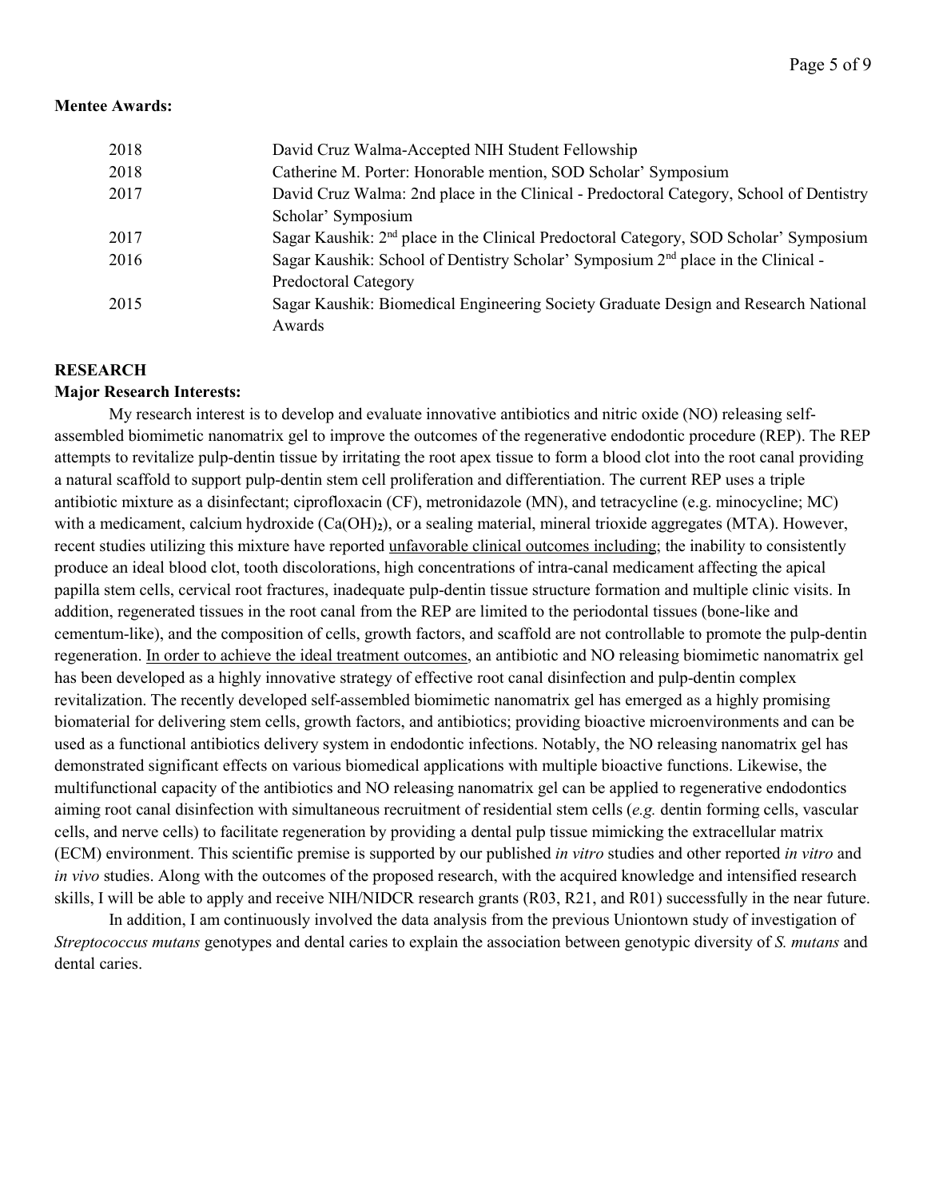**Mentee Awards:**

| | |
|---|---|
| 2018 | David Cruz Walma-Accepted NIH Student Fellowship |
| 2018 | Catherine M. Porter: Honorable mention, SOD Scholar' Symposium |
| 2017 | David Cruz Walma: 2nd place in the Clinical - Predoctoral Category, School of Dentistry Scholar' Symposium |
| 2017 | Sagar Kaushik: 2nd place in the Clinical Predoctoral Category, SOD Scholar' Symposium |
| 2016 | Sagar Kaushik: School of Dentistry Scholar' Symposium 2nd place in the Clinical - Predoctoral Category |
| 2015 | Sagar Kaushik: Biomedical Engineering Society Graduate Design and Research National Awards |

## RESEARCH

**Major Research Interests:**

My research interest is to develop and evaluate innovative antibiotics and nitric oxide (NO) releasing self-assembled biomimetic nanomatrix gel to improve the outcomes of the regenerative endodontic procedure (REP). The REP attempts to revitalize pulp-dentin tissue by irritating the root apex tissue to form a blood clot into the root canal providing a natural scaffold to support pulp-dentin stem cell proliferation and differentiation. The current REP uses a triple antibiotic mixture as a disinfectant; ciprofloxacin (CF), metronidazole (MN), and tetracycline (e.g. minocycline; MC) with a medicament, calcium hydroxide ($Ca(OH)_2$), or a sealing material, mineral trioxide aggregates (MTA). However, recent studies utilizing this mixture have reported unfavorable clinical outcomes including; the inability to consistently produce an ideal blood clot, tooth discolorations, high concentrations of intra-canal medicament affecting the apical papilla stem cells, cervical root fractures, inadequate pulp-dentin tissue structure formation and multiple clinic visits. In addition, regenerated tissues in the root canal from the REP are limited to the periodontal tissues (bone-like and cementum-like), and the composition of cells, growth factors, and scaffold are not controllable to promote the pulp-dentin regeneration. In order to achieve the ideal treatment outcomes, an antibiotic and NO releasing biomimetic nanomatrix gel has been developed as a highly innovative strategy of effective root canal disinfection and pulp-dentin complex revitalization. The recently developed self-assembled biomimetic nanomatrix gel has emerged as a highly promising biomaterial for delivering stem cells, growth factors, and antibiotics; providing bioactive microenvironments and can be used as a functional antibiotics delivery system in endodontic infections. Notably, the NO releasing nanomatrix gel has demonstrated significant effects on various biomedical applications with multiple bioactive functions. Likewise, the multifunctional capacity of the antibiotics and NO releasing nanomatrix gel can be applied to regenerative endodontics aiming root canal disinfection with simultaneous recruitment of residential stem cells (*e.g.* dentin forming cells, vascular cells, and nerve cells) to facilitate regeneration by providing a dental pulp tissue mimicking the extracellular matrix (ECM) environment. This scientific premise is supported by our published *in vitro* studies and other reported *in vitro* and *in vivo* studies. Along with the outcomes of the proposed research, with the acquired knowledge and intensified research skills, I will be able to apply and receive NIH/NIDCR research grants (R03, R21, and R01) successfully in the near future.

In addition, I am continuously involved the data analysis from the previous Uniontown study of investigation of *Streptococcus mutans* genotypes and dental caries to explain the association between genotypic diversity of *S. mutans* and dental caries.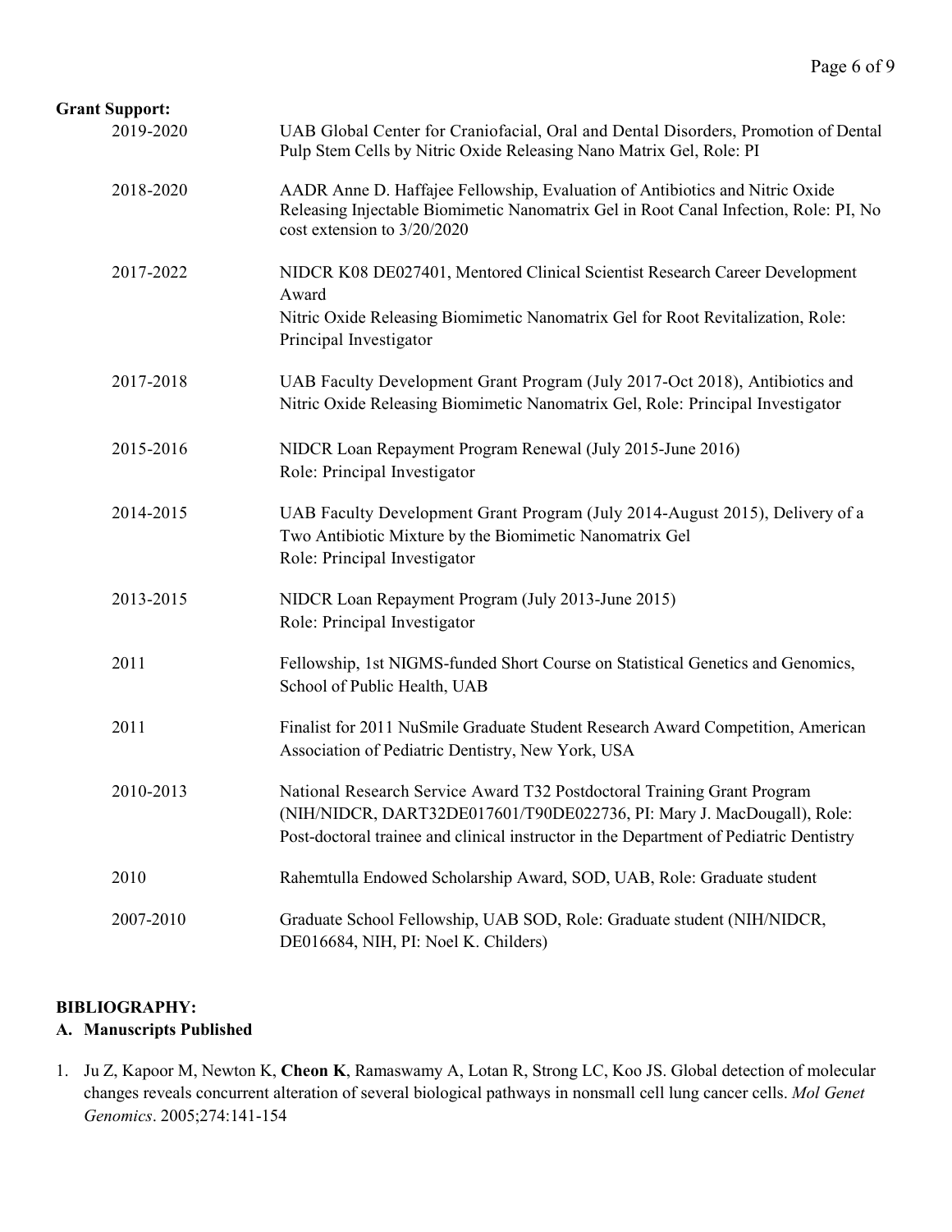**Grant Support:**

| | |
|---|---|
| 2019-2020 | UAB Global Center for Craniofacial, Oral and Dental Disorders, Promotion of Dental Pulp Stem Cells by Nitric Oxide Releasing Nano Matrix Gel, Role: PI |
| 2018-2020 | AADR Anne D. Haffajee Fellowship, Evaluation of Antibiotics and Nitric Oxide Releasing Injectable Biomimetic Nanomatrix Gel in Root Canal Infection, Role: PI, No cost extension to 3/20/2020 |
| 2017-2022 | NIDCR K08 DE027401, Mentored Clinical Scientist Research Career Development Award<br>Nitric Oxide Releasing Biomimetic Nanomatrix Gel for Root Revitalization, Role: Principal Investigator |
| 2017-2018 | UAB Faculty Development Grant Program (July 2017-Oct 2018), Antibiotics and Nitric Oxide Releasing Biomimetic Nanomatrix Gel, Role: Principal Investigator |
| 2015-2016 | NIDCR Loan Repayment Program Renewal (July 2015-June 2016)<br>Role: Principal Investigator |
| 2014-2015 | UAB Faculty Development Grant Program (July 2014-August 2015), Delivery of a Two Antibiotic Mixture by the Biomimetic Nanomatrix Gel<br>Role: Principal Investigator |
| 2013-2015 | NIDCR Loan Repayment Program (July 2013-June 2015)<br>Role: Principal Investigator |
| 2011 | Fellowship, 1st NIGMS-funded Short Course on Statistical Genetics and Genomics, School of Public Health, UAB |
| 2011 | Finalist for 2011 NuSmile Graduate Student Research Award Competition, American Association of Pediatric Dentistry, New York, USA |
| 2010-2013 | National Research Service Award T32 Postdoctoral Training Grant Program (NIH/NIDCR, DART32DE017601/T90DE022736, PI: Mary J. MacDougall), Role: Post-doctoral trainee and clinical instructor in the Department of Pediatric Dentistry |
| 2010 | Rahemtulla Endowed Scholarship Award, SOD, UAB, Role: Graduate student |
| 2007-2010 | Graduate School Fellowship, UAB SOD, Role: Graduate student (NIH/NIDCR, DE016684, NIH, PI: Noel K. Childers) |

**BIBLIOGRAPHY:**

**A. Manuscripts Published**

1. Ju Z, Kapoor M, Newton K, **Cheon K**, Ramaswamy A, Lotan R, Strong LC, Koo JS. Global detection of molecular changes reveals concurrent alteration of several biological pathways in nonsmall cell lung cancer cells. *Mol Genet Genomics*. 2005;274:141-154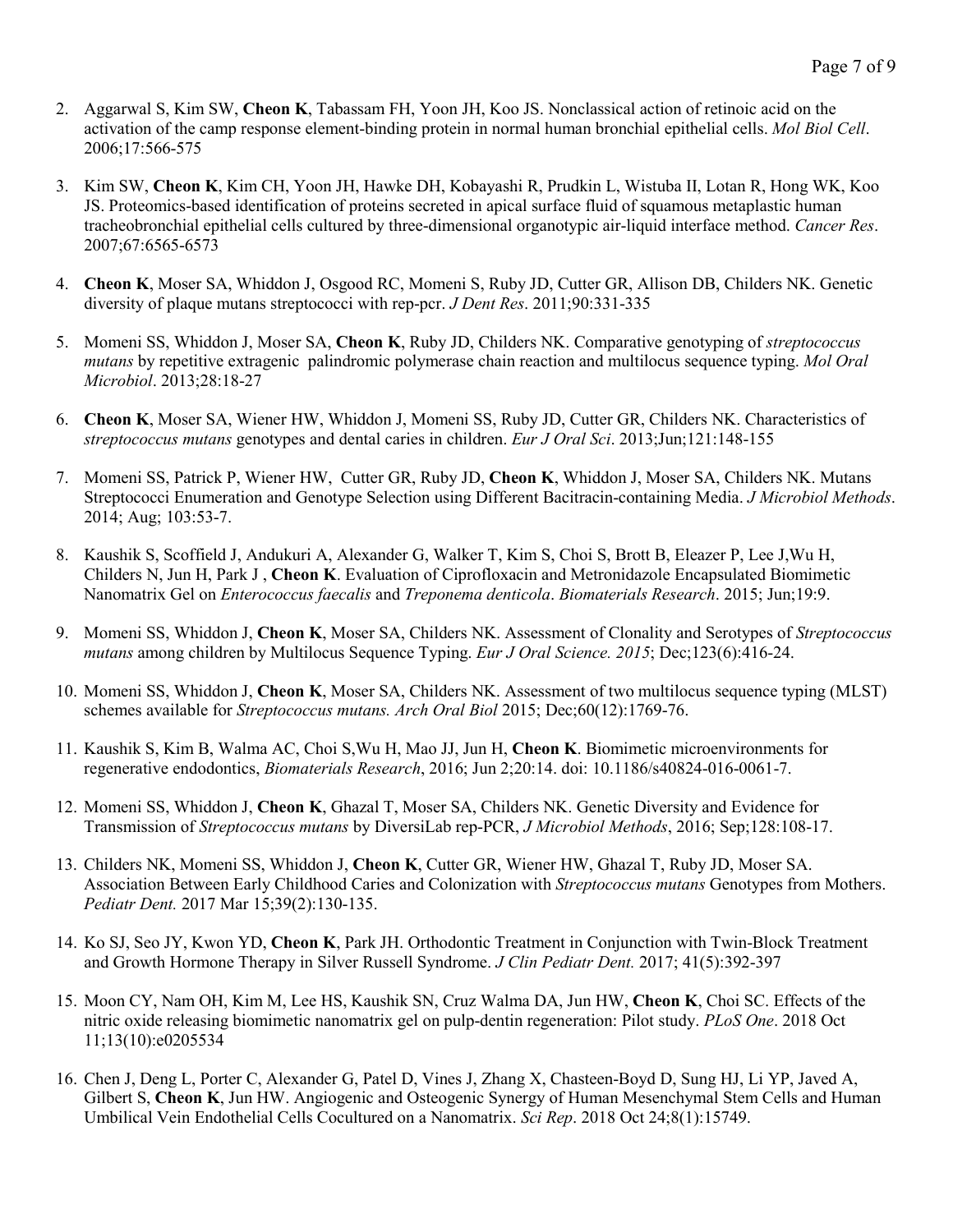2. Aggarwal S, Kim SW, **Cheon K**, Tabassam FH, Yoon JH, Koo JS. Nonclassical action of retinoic acid on the activation of the camp response element-binding protein in normal human bronchial epithelial cells. *Mol Biol Cell*. 2006;17:566-575

3. Kim SW, **Cheon K**, Kim CH, Yoon JH, Hawke DH, Kobayashi R, Prudkin L, Wistuba II, Lotan R, Hong WK, Koo JS. Proteomics-based identification of proteins secreted in apical surface fluid of squamous metaplastic human tracheobronchial epithelial cells cultured by three-dimensional organotypic air-liquid interface method. *Cancer Res*. 2007;67:6565-6573

4. **Cheon K**, Moser SA, Whiddon J, Osgood RC, Momeni S, Ruby JD, Cutter GR, Allison DB, Childers NK. Genetic diversity of plaque mutans streptococci with rep-pcr. *J Dent Res*. 2011;90:331-335

5. Momeni SS, Whiddon J, Moser SA, **Cheon K**, Ruby JD, Childers NK. Comparative genotyping of *streptococcus mutans* by repetitive extragenic palindromic polymerase chain reaction and multilocus sequence typing. *Mol Oral Microbiol*. 2013;28:18-27

6. **Cheon K**, Moser SA, Wiener HW, Whiddon J, Momeni SS, Ruby JD, Cutter GR, Childers NK. Characteristics of *streptococcus mutans* genotypes and dental caries in children. *Eur J Oral Sci*. 2013;Jun;121:148-155

7. Momeni SS, Patrick P, Wiener HW, Cutter GR, Ruby JD, **Cheon K**, Whiddon J, Moser SA, Childers NK. Mutans Streptococci Enumeration and Genotype Selection using Different Bacitracin-containing Media. *J Microbiol Methods*. 2014; Aug; 103:53-7.

8. Kaushik S, Scoffield J, Andukuri A, Alexander G, Walker T, Kim S, Choi S, Brott B, Eleazer P, Lee J,Wu H, Childers N, Jun H, Park J , **Cheon K**. Evaluation of Ciprofloxacin and Metronidazole Encapsulated Biomimetic Nanomatrix Gel on *Enterococcus faecalis* and *Treponema denticola*. *Biomaterials Research*. 2015; Jun;19:9.

9. Momeni SS, Whiddon J, **Cheon K**, Moser SA, Childers NK. Assessment of Clonality and Serotypes of *Streptococcus mutans* among children by Multilocus Sequence Typing. *Eur J Oral Science. 2015*; Dec;123(6):416-24.

10. Momeni SS, Whiddon J, **Cheon K**, Moser SA, Childers NK. Assessment of two multilocus sequence typing (MLST) schemes available for *Streptococcus mutans. Arch Oral Biol* 2015; Dec;60(12):1769-76.

11. Kaushik S, Kim B, Walma AC, Choi S,Wu H, Mao JJ, Jun H, **Cheon K**. Biomimetic microenvironments for regenerative endodontics, *Biomaterials Research*, 2016; Jun 2;20:14. doi: 10.1186/s40824-016-0061-7.

12. Momeni SS, Whiddon J, **Cheon K**, Ghazal T, Moser SA, Childers NK. Genetic Diversity and Evidence for Transmission of *Streptococcus mutans* by DiversiLab rep-PCR, *J Microbiol Methods*, 2016; Sep;128:108-17.

13. Childers NK, Momeni SS, Whiddon J, **Cheon K**, Cutter GR, Wiener HW, Ghazal T, Ruby JD, Moser SA. Association Between Early Childhood Caries and Colonization with *Streptococcus mutans* Genotypes from Mothers. *Pediatr Dent.* 2017 Mar 15;39(2):130-135.

14. Ko SJ, Seo JY, Kwon YD, **Cheon K**, Park JH. Orthodontic Treatment in Conjunction with Twin-Block Treatment and Growth Hormone Therapy in Silver Russell Syndrome. *J Clin Pediatr Dent.* 2017; 41(5):392-397

15. Moon CY, Nam OH, Kim M, Lee HS, Kaushik SN, Cruz Walma DA, Jun HW, **Cheon K**, Choi SC. Effects of the nitric oxide releasing biomimetic nanomatrix gel on pulp-dentin regeneration: Pilot study. *PLoS One*. 2018 Oct 11;13(10):e0205534

16. Chen J, Deng L, Porter C, Alexander G, Patel D, Vines J, Zhang X, Chasteen-Boyd D, Sung HJ, Li YP, Javed A, Gilbert S, **Cheon K**, Jun HW. Angiogenic and Osteogenic Synergy of Human Mesenchymal Stem Cells and Human Umbilical Vein Endothelial Cells Cocultured on a Nanomatrix. *Sci Rep*. 2018 Oct 24;8(1):15749.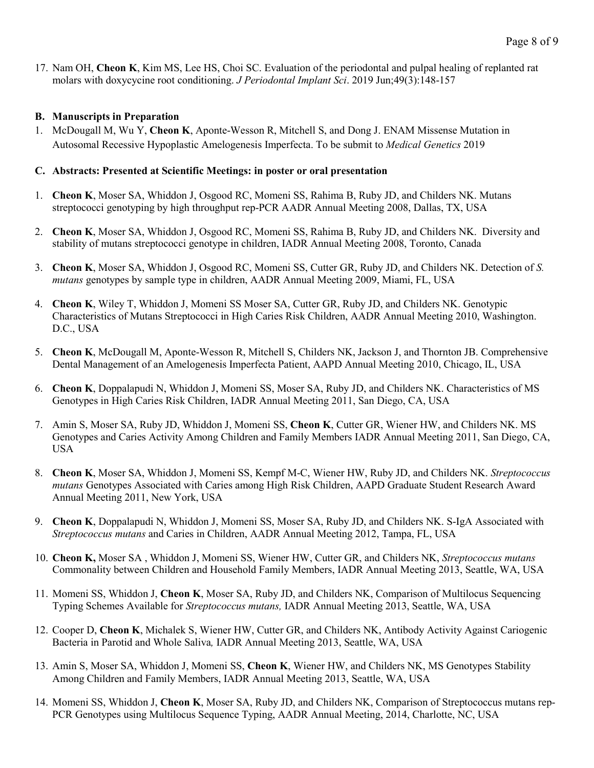17. Nam OH, **Cheon K**, Kim MS, Lee HS, Choi SC. Evaluation of the periodontal and pulpal healing of replanted rat molars with doxycycine root conditioning. *J Periodontal Implant Sci*. 2019 Jun;49(3):148-157

### B. Manuscripts in Preparation

1. McDougall M, Wu Y, **Cheon K**, Aponte-Wesson R, Mitchell S, and Dong J. ENAM Missense Mutation in Autosomal Recessive Hypoplastic Amelogenesis Imperfecta. To be submit to *Medical Genetics* 2019

### C. Abstracts: Presented at Scientific Meetings: in poster or oral presentation

1. **Cheon K**, Moser SA, Whiddon J, Osgood RC, Momeni SS, Rahima B, Ruby JD, and Childers NK. Mutans streptococci genotyping by high throughput rep-PCR AADR Annual Meeting 2008, Dallas, TX, USA

2. **Cheon K**, Moser SA, Whiddon J, Osgood RC, Momeni SS, Rahima B, Ruby JD, and Childers NK. Diversity and stability of mutans streptococci genotype in children, IADR Annual Meeting 2008, Toronto, Canada

3. **Cheon K**, Moser SA, Whiddon J, Osgood RC, Momeni SS, Cutter GR, Ruby JD, and Childers NK. Detection of *S. mutans* genotypes by sample type in children, AADR Annual Meeting 2009, Miami, FL, USA

4. **Cheon K**, Wiley T, Whiddon J, Momeni SS Moser SA, Cutter GR, Ruby JD, and Childers NK. Genotypic Characteristics of Mutans Streptococci in High Caries Risk Children, AADR Annual Meeting 2010, Washington. D.C., USA

5. **Cheon K**, McDougall M, Aponte-Wesson R, Mitchell S, Childers NK, Jackson J, and Thornton JB. Comprehensive Dental Management of an Amelogenesis Imperfecta Patient, AAPD Annual Meeting 2010, Chicago, IL, USA

6. **Cheon K**, Doppalapudi N, Whiddon J, Momeni SS, Moser SA, Ruby JD, and Childers NK. Characteristics of MS Genotypes in High Caries Risk Children, IADR Annual Meeting 2011, San Diego, CA, USA

7. Amin S, Moser SA, Ruby JD, Whiddon J, Momeni SS, **Cheon K**, Cutter GR, Wiener HW, and Childers NK. MS Genotypes and Caries Activity Among Children and Family Members IADR Annual Meeting 2011, San Diego, CA, USA

8. **Cheon K**, Moser SA, Whiddon J, Momeni SS, Kempf M-C, Wiener HW, Ruby JD, and Childers NK. *Streptococcus mutans* Genotypes Associated with Caries among High Risk Children, AAPD Graduate Student Research Award Annual Meeting 2011, New York, USA

9. **Cheon K**, Doppalapudi N, Whiddon J, Momeni SS, Moser SA, Ruby JD, and Childers NK. S-IgA Associated with *Streptococcus mutans* and Caries in Children, AADR Annual Meeting 2012, Tampa, FL, USA

10. **Cheon K,** Moser SA , Whiddon J, Momeni SS, Wiener HW, Cutter GR, and Childers NK, *Streptococcus mutans* Commonality between Children and Household Family Members, IADR Annual Meeting 2013, Seattle, WA, USA

11. Momeni SS, Whiddon J, **Cheon K**, Moser SA, Ruby JD, and Childers NK, Comparison of Multilocus Sequencing Typing Schemes Available for *Streptococcus mutans,* IADR Annual Meeting 2013, Seattle, WA, USA

12. Cooper D, **Cheon K**, Michalek S, Wiener HW, Cutter GR, and Childers NK, Antibody Activity Against Cariogenic Bacteria in Parotid and Whole Saliva*,* IADR Annual Meeting 2013, Seattle, WA, USA

13. Amin S, Moser SA, Whiddon J, Momeni SS, **Cheon K**, Wiener HW, and Childers NK, MS Genotypes Stability Among Children and Family Members, IADR Annual Meeting 2013, Seattle, WA, USA

14. Momeni SS, Whiddon J, **Cheon K**, Moser SA, Ruby JD, and Childers NK, Comparison of Streptococcus mutans rep-PCR Genotypes using Multilocus Sequence Typing, AADR Annual Meeting, 2014, Charlotte, NC, USA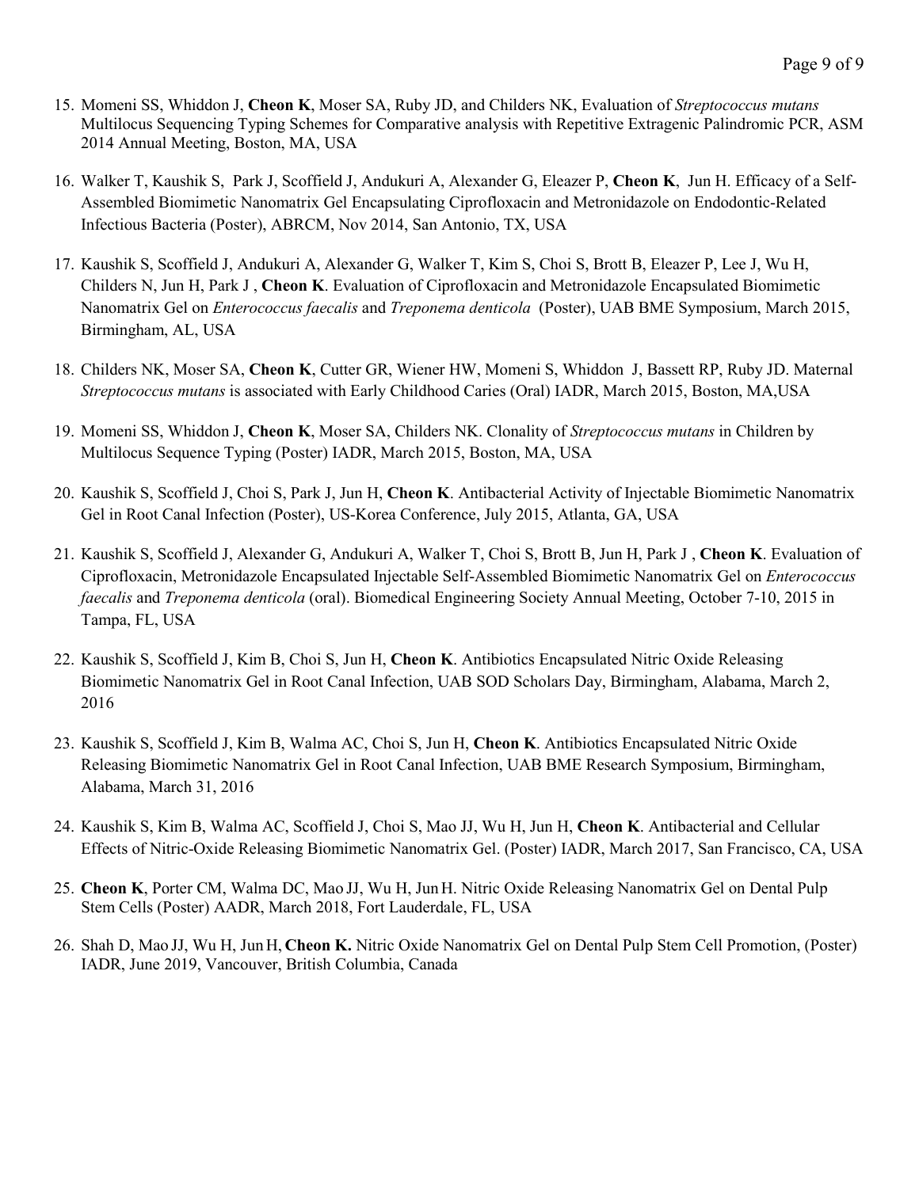15. Momeni SS, Whiddon J, **Cheon K**, Moser SA, Ruby JD, and Childers NK, Evaluation of *Streptococcus mutans* Multilocus Sequencing Typing Schemes for Comparative analysis with Repetitive Extragenic Palindromic PCR, ASM 2014 Annual Meeting, Boston, MA, USA

16. Walker T, Kaushik S, Park J, Scoffield J, Andukuri A, Alexander G, Eleazer P, **Cheon K**, Jun H. Efficacy of a Self-Assembled Biomimetic Nanomatrix Gel Encapsulating Ciprofloxacin and Metronidazole on Endodontic-Related Infectious Bacteria (Poster), ABRCM, Nov 2014, San Antonio, TX, USA

17. Kaushik S, Scoffield J, Andukuri A, Alexander G, Walker T, Kim S, Choi S, Brott B, Eleazer P, Lee J, Wu H, Childers N, Jun H, Park J , **Cheon K**. Evaluation of Ciprofloxacin and Metronidazole Encapsulated Biomimetic Nanomatrix Gel on *Enterococcus faecalis* and *Treponema denticola* (Poster), UAB BME Symposium, March 2015, Birmingham, AL, USA

18. Childers NK, Moser SA, **Cheon K**, Cutter GR, Wiener HW, Momeni S, Whiddon J, Bassett RP, Ruby JD. Maternal *Streptococcus mutans* is associated with Early Childhood Caries (Oral) IADR, March 2015, Boston, MA,USA

19. Momeni SS, Whiddon J, **Cheon K**, Moser SA, Childers NK. Clonality of *Streptococcus mutans* in Children by Multilocus Sequence Typing (Poster) IADR, March 2015, Boston, MA, USA

20. Kaushik S, Scoffield J, Choi S, Park J, Jun H, **Cheon K**. Antibacterial Activity of Injectable Biomimetic Nanomatrix Gel in Root Canal Infection (Poster), US-Korea Conference, July 2015, Atlanta, GA, USA

21. Kaushik S, Scoffield J, Alexander G, Andukuri A, Walker T, Choi S, Brott B, Jun H, Park J , **Cheon K**. Evaluation of Ciprofloxacin, Metronidazole Encapsulated Injectable Self-Assembled Biomimetic Nanomatrix Gel on *Enterococcus faecalis* and *Treponema denticola* (oral). Biomedical Engineering Society Annual Meeting, October 7-10, 2015 in Tampa, FL, USA

22. Kaushik S, Scoffield J, Kim B, Choi S, Jun H, **Cheon K**. Antibiotics Encapsulated Nitric Oxide Releasing Biomimetic Nanomatrix Gel in Root Canal Infection, UAB SOD Scholars Day, Birmingham, Alabama, March 2, 2016

23. Kaushik S, Scoffield J, Kim B, Walma AC, Choi S, Jun H, **Cheon K**. Antibiotics Encapsulated Nitric Oxide Releasing Biomimetic Nanomatrix Gel in Root Canal Infection, UAB BME Research Symposium, Birmingham, Alabama, March 31, 2016

24. Kaushik S, Kim B, Walma AC, Scoffield J, Choi S, Mao JJ, Wu H, Jun H, **Cheon K**. Antibacterial and Cellular Effects of Nitric-Oxide Releasing Biomimetic Nanomatrix Gel. (Poster) IADR, March 2017, San Francisco, CA, USA

25. **Cheon K**, Porter CM, Walma DC, Mao JJ, Wu H, Jun H. Nitric Oxide Releasing Nanomatrix Gel on Dental Pulp Stem Cells (Poster) AADR, March 2018, Fort Lauderdale, FL, USA

26. Shah D, Mao JJ, Wu H, Jun H, **Cheon K.** Nitric Oxide Nanomatrix Gel on Dental Pulp Stem Cell Promotion, (Poster) IADR, June 2019, Vancouver, British Columbia, Canada